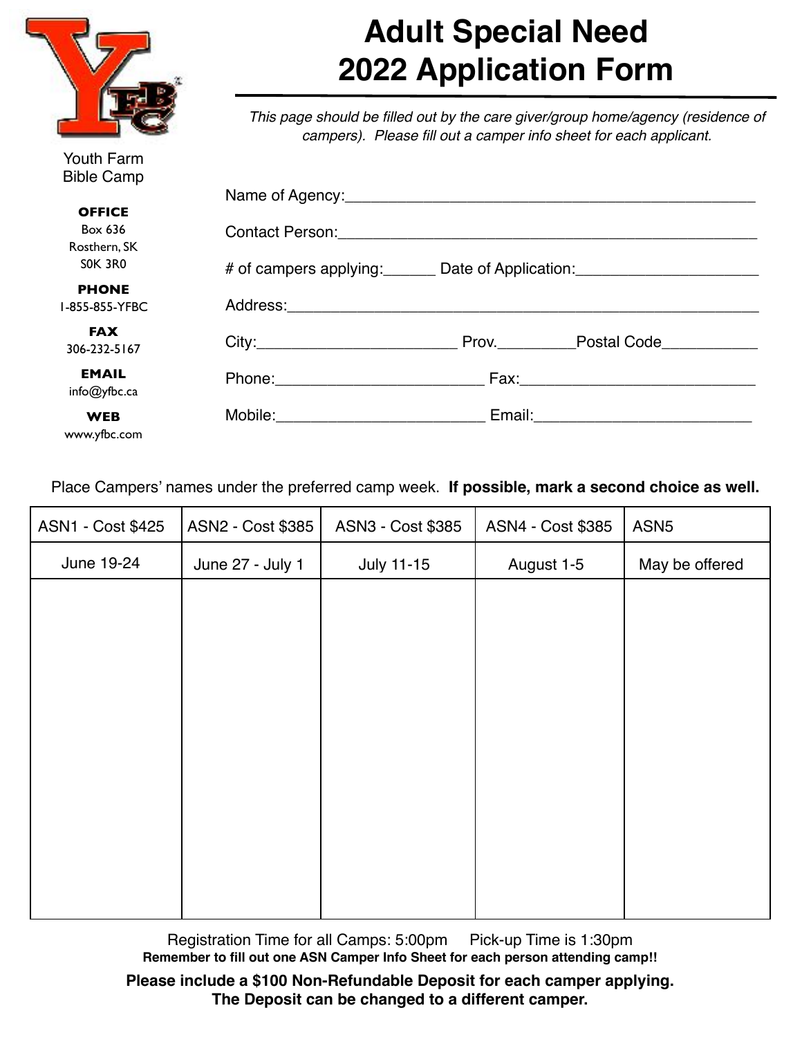# Adult Special Need 2022 Application Form

*This page should be filled out by the care giver/group home/agency (residence of campers). Please fill out a camper info sheet for each applicant.*

Youth Farm Bible Camp

**OFFICE**
Box 636
Rosthern, SK
S0K 3R0

**PHONE**
1-855-855-YFBC

**FAX**
306-232-5167

**EMAIL**
info@yfbc.ca

**WEB**
www.yfbc.com

Name of Agency:_______________________________________________

Contact Person:_______________________________________________

# of campers applying:______ Date of Application:_____________________

Address:_______________________________________________________

City:________________________ Prov._________Postal Code___________

Phone:________________________ Fax:___________________________

Mobile:________________________ Email:_________________________

Place Campers' names under the preferred camp week. **If possible, mark a second choice as well.**

| ASN1 - Cost $425 | ASN2 - Cost $385 | ASN3 - Cost $385 | ASN4 - Cost $385 | ASN5 |
|---|---|---|---|---|
| June 19-24 | June 27 - July 1 | July 11-15 | August 1-5 | May be offered |
| | | | | |

Registration Time for all Camps: 5:00pm     Pick-up Time is 1:30pm

**Remember to fill out one ASN Camper Info Sheet for each person attending camp!!**

**Please include a $100 Non-Refundable Deposit for each camper applying. The Deposit can be changed to a different camper.**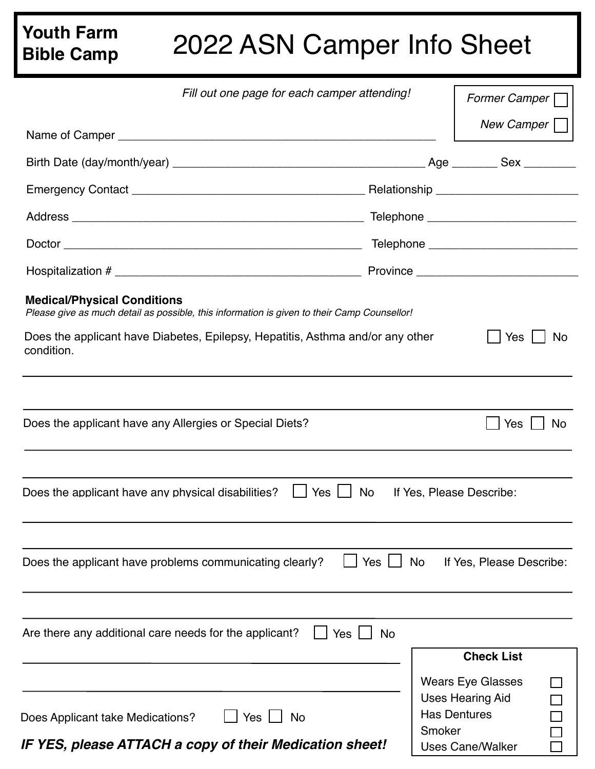**Youth Farm Bible Camp**

# 2022 ASN Camper Info Sheet

*Fill out one page for each camper attending!*

*Former Camper* ☐

*New Camper* ☐

Name of Camper ______________________________________________

Birth Date (day/month/year) ____________________________________ Age _______ Sex ________

Emergency Contact __________________________________ Relationship ____________________

Address ___________________________________________ Telephone ______________________

Doctor ____________________________________________ Telephone ______________________

Hospitalization # ____________________________________ Province _______________________

**Medical/Physical Conditions**

*Please give as much detail as possible, this information is given to their Camp Counsellor!*

Does the applicant have Diabetes, Epilepsy, Hepatitis, Asthma and/or any other condition. ☐ Yes ☐ No

_______________________________________________________________________________

_______________________________________________________________________________

Does the applicant have any Allergies or Special Diets? ☐ Yes ☐ No

_______________________________________________________________________________

_______________________________________________________________________________

Does the applicant have any physical disabilities? ☐ Yes ☐ No If Yes, Please Describe:

_______________________________________________________________________________

_______________________________________________________________________________

Does the applicant have problems communicating clearly? ☐ Yes ☐ No If Yes, Please Describe:

_______________________________________________________________________________

_______________________________________________________________________________

Are there any additional care needs for the applicant? ☐ Yes ☐ No

_______________________________________________________

_______________________________________________________

Does Applicant take Medications? ☐ Yes ☐ No

***IF YES, please ATTACH a copy of their Medication sheet!***

**Check List**

- Wears Eye Glasses ☐
- Uses Hearing Aid ☐
- Has Dentures ☐
- Smoker ☐
- Uses Cane/Walker ☐